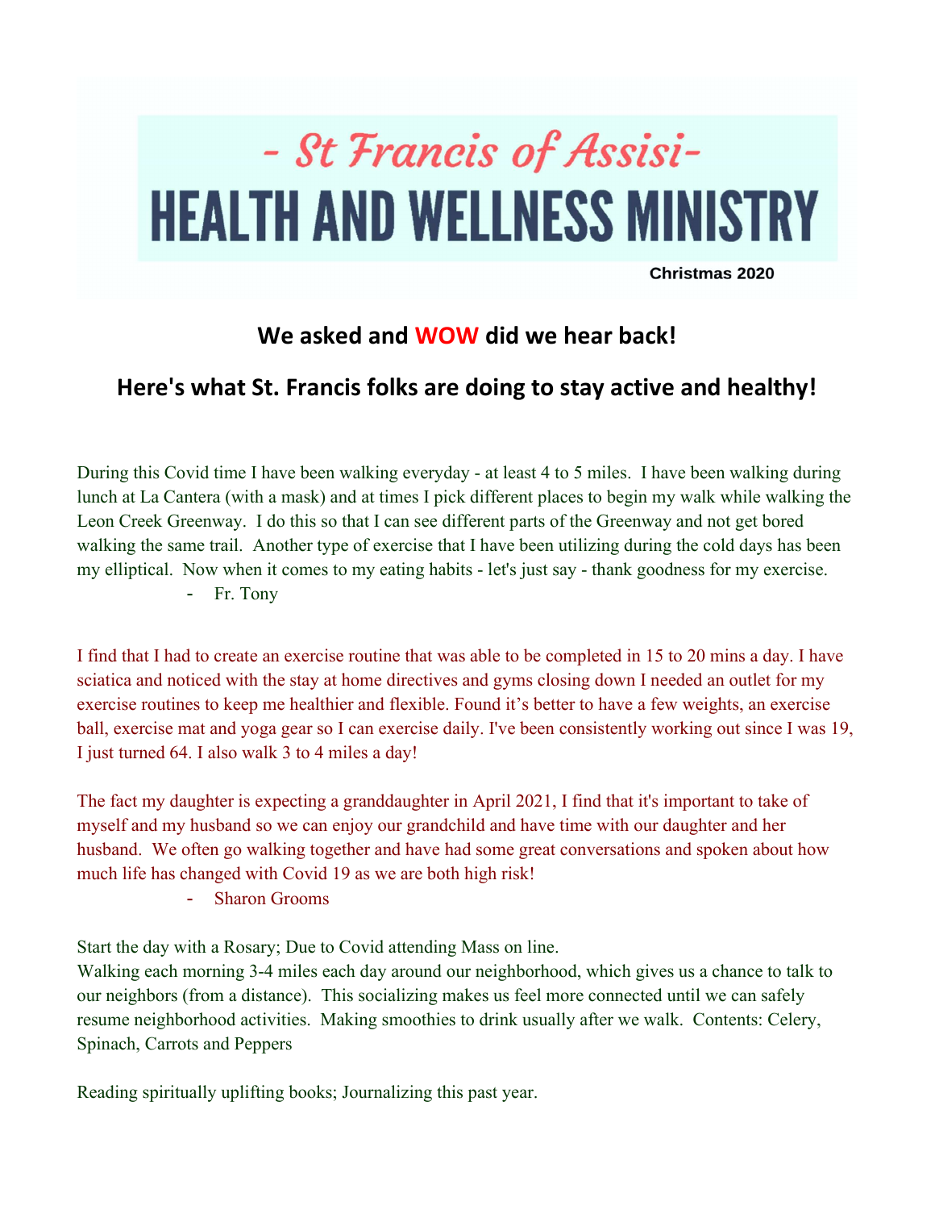# - St Francis of Assisi-

# HEALTH AND WELLNESS MINISTRY

Christmas 2020

## We asked and WOW did we hear back!

## Here's what St. Francis folks are doing to stay active and healthy!

During this Covid time I have been walking everyday - at least 4 to 5 miles. I have been walking during lunch at La Cantera (with a mask) and at times I pick different places to begin my walk while walking the Leon Creek Greenway. I do this so that I can see different parts of the Greenway and not get bored walking the same trail. Another type of exercise that I have been utilizing during the cold days has been my elliptical. Now when it comes to my eating habits - let's just say - thank goodness for my exercise.

- Fr. Tony

I find that I had to create an exercise routine that was able to be completed in 15 to 20 mins a day. I have sciatica and noticed with the stay at home directives and gyms closing down I needed an outlet for my exercise routines to keep me healthier and flexible. Found it's better to have a few weights, an exercise ball, exercise mat and yoga gear so I can exercise daily. I've been consistently working out since I was 19, I just turned 64. I also walk 3 to 4 miles a day!

The fact my daughter is expecting a granddaughter in April 2021, I find that it's important to take of myself and my husband so we can enjoy our grandchild and have time with our daughter and her husband. We often go walking together and have had some great conversations and spoken about how much life has changed with Covid 19 as we are both high risk!

- Sharon Grooms

Start the day with a Rosary; Due to Covid attending Mass on line.
Walking each morning 3-4 miles each day around our neighborhood, which gives us a chance to talk to our neighbors (from a distance). This socializing makes us feel more connected until we can safely resume neighborhood activities. Making smoothies to drink usually after we walk. Contents: Celery, Spinach, Carrots and Peppers

Reading spiritually uplifting books; Journalizing this past year.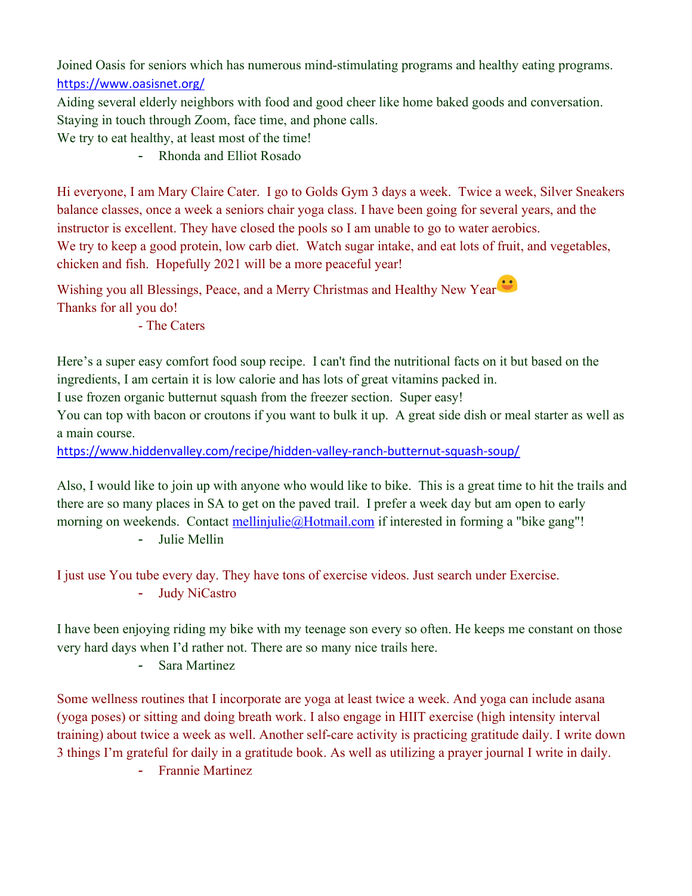Joined Oasis for seniors which has numerous mind-stimulating programs and healthy eating programs. https://www.oasisnet.org/
Aiding several elderly neighbors with food and good cheer like home baked goods and conversation. Staying in touch through Zoom, face time, and phone calls.
We try to eat healthy, at least most of the time!

- Rhonda and Elliot Rosado

Hi everyone, I am Mary Claire Cater. I go to Golds Gym 3 days a week. Twice a week, Silver Sneakers balance classes, once a week a seniors chair yoga class. I have been going for several years, and the instructor is excellent. They have closed the pools so I am unable to go to water aerobics.
We try to keep a good protein, low carb diet. Watch sugar intake, and eat lots of fruit, and vegetables, chicken and fish. Hopefully 2021 will be a more peaceful year!

Wishing you all Blessings, Peace, and a Merry Christmas and Healthy New Year😃
Thanks for all you do!

- The Caters

Here's a super easy comfort food soup recipe. I can't find the nutritional facts on it but based on the ingredients, I am certain it is low calorie and has lots of great vitamins packed in.
I use frozen organic butternut squash from the freezer section. Super easy!
You can top with bacon or croutons if you want to bulk it up. A great side dish or meal starter as well as a main course.
https://www.hiddenvalley.com/recipe/hidden-valley-ranch-butternut-squash-soup/

Also, I would like to join up with anyone who would like to bike. This is a great time to hit the trails and there are so many places in SA to get on the paved trail. I prefer a week day but am open to early morning on weekends. Contact mellinjulie@Hotmail.com if interested in forming a "bike gang"!

- Julie Mellin

I just use You tube every day. They have tons of exercise videos. Just search under Exercise.

- Judy NiCastro

I have been enjoying riding my bike with my teenage son every so often. He keeps me constant on those very hard days when I'd rather not. There are so many nice trails here.

- Sara Martinez

Some wellness routines that I incorporate are yoga at least twice a week. And yoga can include asana (yoga poses) or sitting and doing breath work. I also engage in HIIT exercise (high intensity interval training) about twice a week as well. Another self-care activity is practicing gratitude daily. I write down 3 things I'm grateful for daily in a gratitude book. As well as utilizing a prayer journal I write in daily.

- Frannie Martinez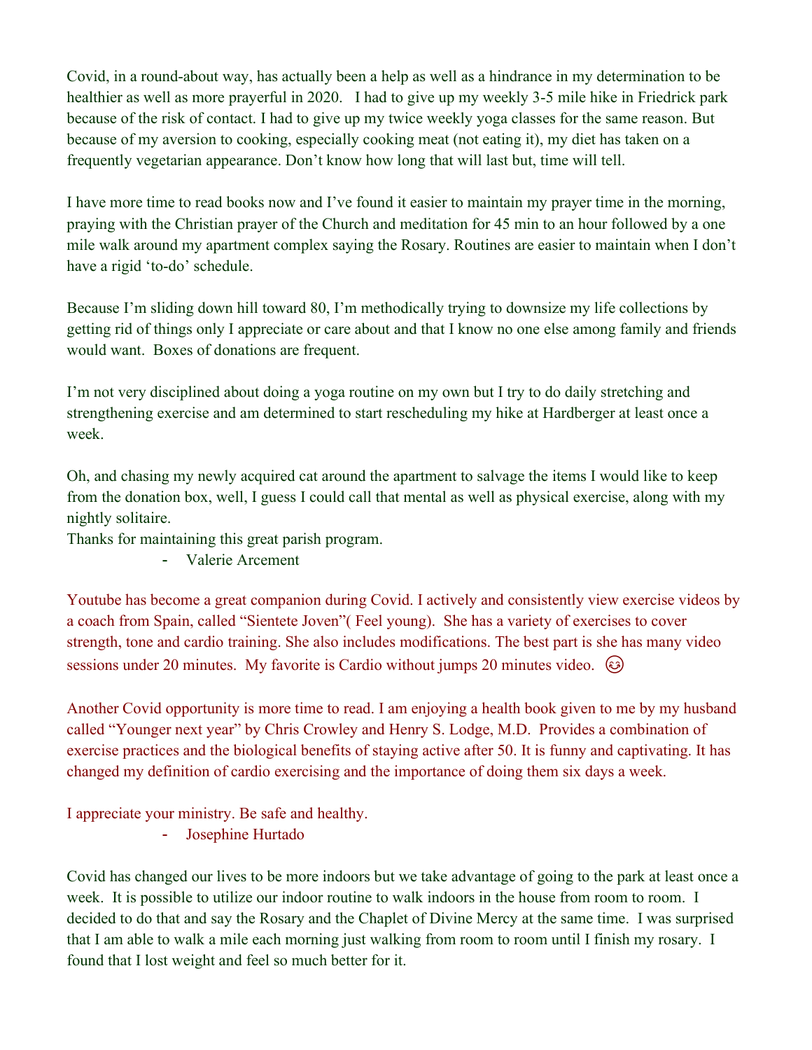Covid, in a round-about way, has actually been a help as well as a hindrance in my determination to be healthier as well as more prayerful in 2020. I had to give up my weekly 3-5 mile hike in Friedrick park because of the risk of contact. I had to give up my twice weekly yoga classes for the same reason. But because of my aversion to cooking, especially cooking meat (not eating it), my diet has taken on a frequently vegetarian appearance. Don't know how long that will last but, time will tell.

I have more time to read books now and I've found it easier to maintain my prayer time in the morning, praying with the Christian prayer of the Church and meditation for 45 min to an hour followed by a one mile walk around my apartment complex saying the Rosary. Routines are easier to maintain when I don't have a rigid 'to-do' schedule.

Because I'm sliding down hill toward 80, I'm methodically trying to downsize my life collections by getting rid of things only I appreciate or care about and that I know no one else among family and friends would want. Boxes of donations are frequent.

I'm not very disciplined about doing a yoga routine on my own but I try to do daily stretching and strengthening exercise and am determined to start rescheduling my hike at Hardberger at least once a week.

Oh, and chasing my newly acquired cat around the apartment to salvage the items I would like to keep from the donation box, well, I guess I could call that mental as well as physical exercise, along with my nightly solitaire.

Thanks for maintaining this great parish program.

- Valerie Arcement

Youtube has become a great companion during Covid. I actively and consistently view exercise videos by a coach from Spain, called "Sientete Joven"( Feel young). She has a variety of exercises to cover strength, tone and cardio training. She also includes modifications. The best part is she has many video sessions under 20 minutes. My favorite is Cardio without jumps 20 minutes video. 😊

Another Covid opportunity is more time to read. I am enjoying a health book given to me by my husband called "Younger next year" by Chris Crowley and Henry S. Lodge, M.D. Provides a combination of exercise practices and the biological benefits of staying active after 50. It is funny and captivating. It has changed my definition of cardio exercising and the importance of doing them six days a week.

I appreciate your ministry. Be safe and healthy.

- Josephine Hurtado

Covid has changed our lives to be more indoors but we take advantage of going to the park at least once a week. It is possible to utilize our indoor routine to walk indoors in the house from room to room. I decided to do that and say the Rosary and the Chaplet of Divine Mercy at the same time. I was surprised that I am able to walk a mile each morning just walking from room to room until I finish my rosary. I found that I lost weight and feel so much better for it.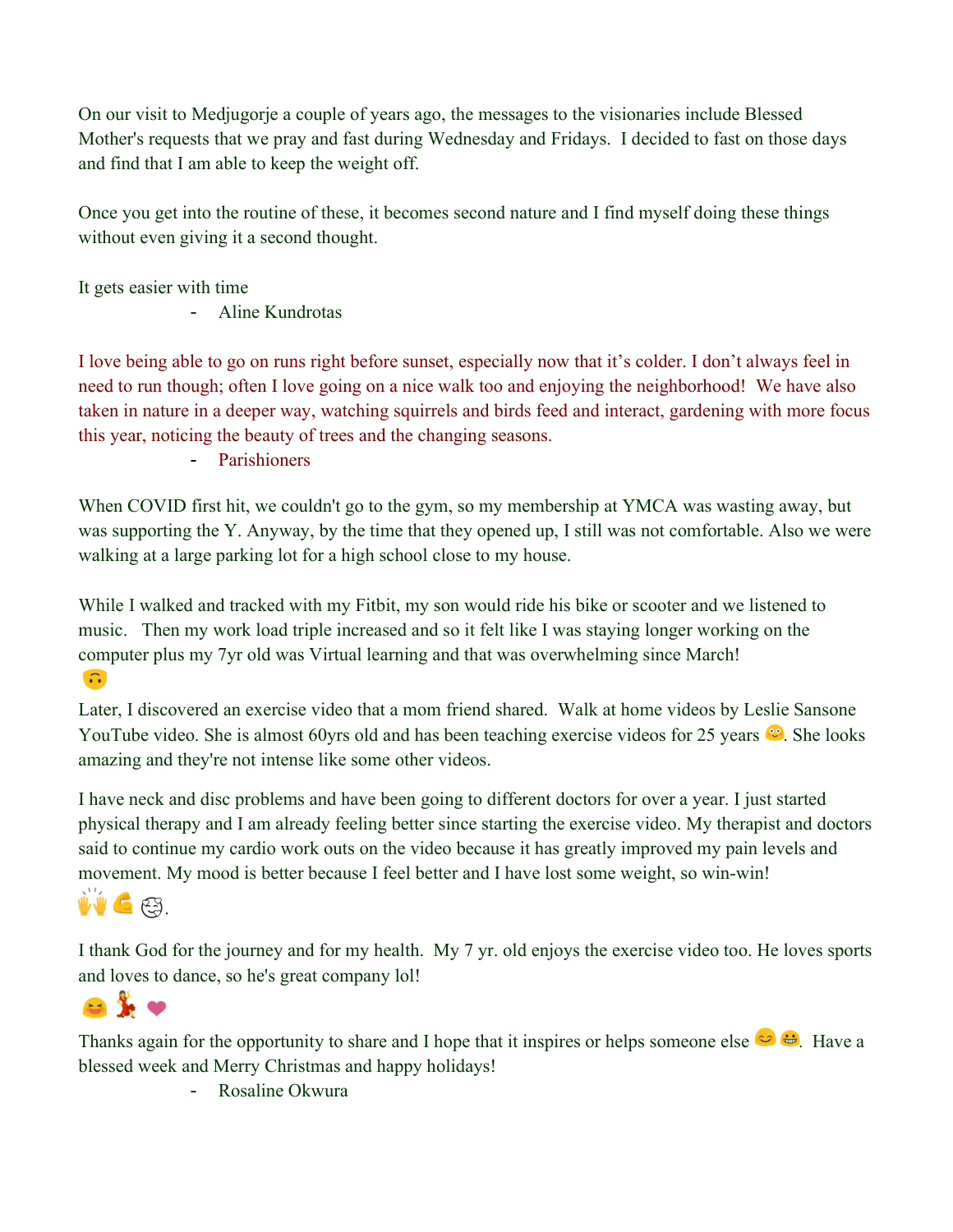On our visit to Medjugorje a couple of years ago, the messages to the visionaries include Blessed Mother's requests that we pray and fast during Wednesday and Fridays. I decided to fast on those days and find that I am able to keep the weight off.

Once you get into the routine of these, it becomes second nature and I find myself doing these things without even giving it a second thought.

It gets easier with time

- Aline Kundrotas

I love being able to go on runs right before sunset, especially now that it's colder. I don't always feel in need to run though; often I love going on a nice walk too and enjoying the neighborhood! We have also taken in nature in a deeper way, watching squirrels and birds feed and interact, gardening with more focus this year, noticing the beauty of trees and the changing seasons.

- Parishioners

When COVID first hit, we couldn't go to the gym, so my membership at YMCA was wasting away, but was supporting the Y. Anyway, by the time that they opened up, I still was not comfortable. Also we were walking at a large parking lot for a high school close to my house.

While I walked and tracked with my Fitbit, my son would ride his bike or scooter and we listened to music. Then my work load triple increased and so it felt like I was staying longer working on the computer plus my 7yr old was Virtual learning and that was overwhelming since March!
🙃
Later, I discovered an exercise video that a mom friend shared. Walk at home videos by Leslie Sansone YouTube video. She is almost 60yrs old and has been teaching exercise videos for 25 years 😳. She looks amazing and they're not intense like some other videos.

I have neck and disc problems and have been going to different doctors for over a year. I just started physical therapy and I am already feeling better since starting the exercise video. My therapist and doctors said to continue my cardio work outs on the video because it has greatly improved my pain levels and movement. My mood is better because I feel better and I have lost some weight, so win-win!
🙌💪😇.

I thank God for the journey and for my health. My 7 yr. old enjoys the exercise video too. He loves sports and loves to dance, so he's great company lol!
😆💃❤

Thanks again for the opportunity to share and I hope that it inspires or helps someone else 😊😁. Have a blessed week and Merry Christmas and happy holidays!

- Rosaline Okwura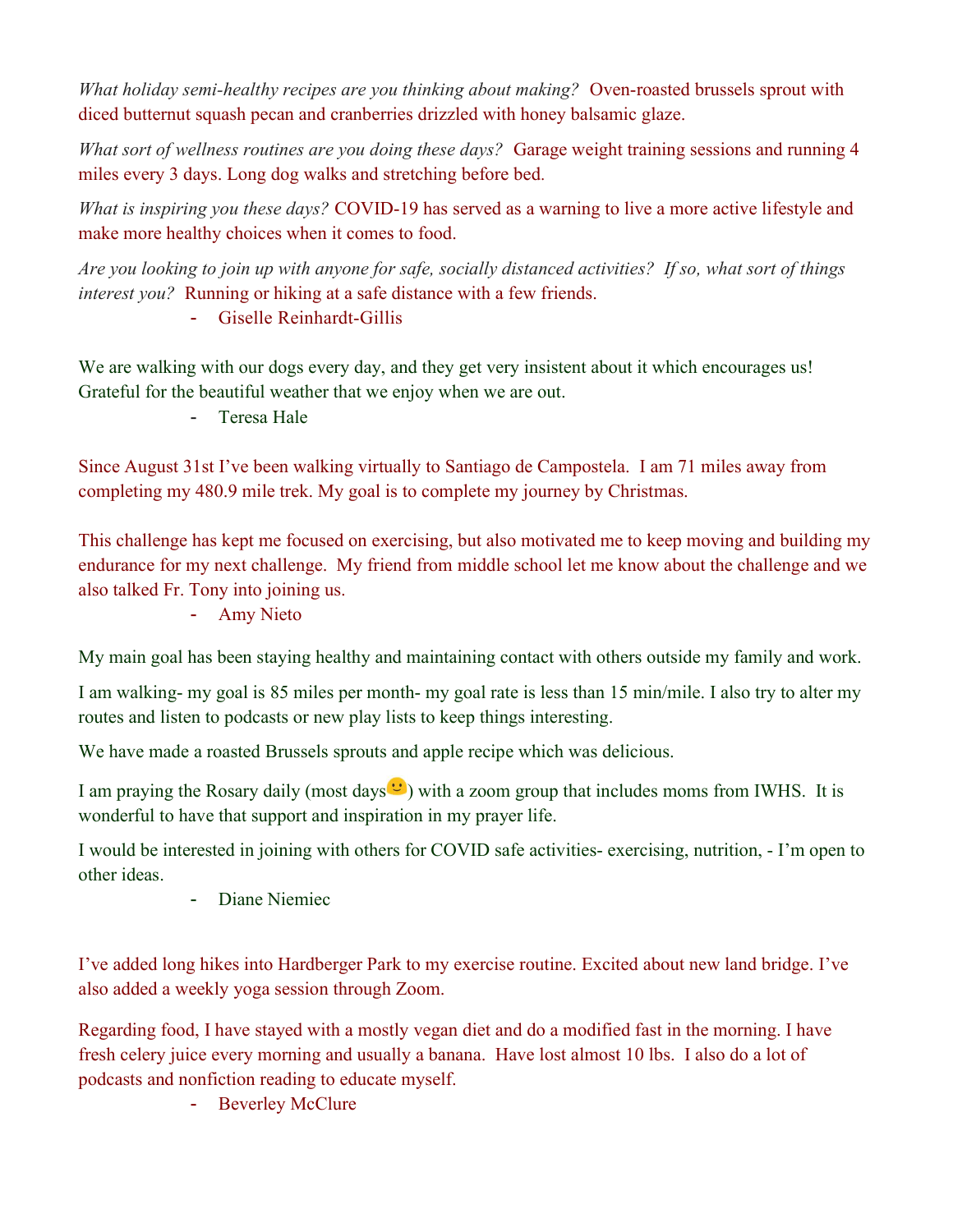*What holiday semi-healthy recipes are you thinking about making?* Oven-roasted brussels sprout with diced butternut squash pecan and cranberries drizzled with honey balsamic glaze.

*What sort of wellness routines are you doing these days?* Garage weight training sessions and running 4 miles every 3 days. Long dog walks and stretching before bed.

*What is inspiring you these days?* COVID-19 has served as a warning to live a more active lifestyle and make more healthy choices when it comes to food.

*Are you looking to join up with anyone for safe, socially distanced activities? If so, what sort of things interest you?* Running or hiking at a safe distance with a few friends.

- Giselle Reinhardt-Gillis

We are walking with our dogs every day, and they get very insistent about it which encourages us! Grateful for the beautiful weather that we enjoy when we are out.

- Teresa Hale

Since August 31st I've been walking virtually to Santiago de Campostela. I am 71 miles away from completing my 480.9 mile trek. My goal is to complete my journey by Christmas.

This challenge has kept me focused on exercising, but also motivated me to keep moving and building my endurance for my next challenge. My friend from middle school let me know about the challenge and we also talked Fr. Tony into joining us.

- Amy Nieto

My main goal has been staying healthy and maintaining contact with others outside my family and work.

I am walking- my goal is 85 miles per month- my goal rate is less than 15 min/mile. I also try to alter my routes and listen to podcasts or new play lists to keep things interesting.

We have made a roasted Brussels sprouts and apple recipe which was delicious.

I am praying the Rosary daily (most days🙂) with a zoom group that includes moms from IWHS. It is wonderful to have that support and inspiration in my prayer life.

I would be interested in joining with others for COVID safe activities- exercising, nutrition, - I'm open to other ideas.

- Diane Niemiec

I've added long hikes into Hardberger Park to my exercise routine. Excited about new land bridge. I've also added a weekly yoga session through Zoom.

Regarding food, I have stayed with a mostly vegan diet and do a modified fast in the morning. I have fresh celery juice every morning and usually a banana. Have lost almost 10 lbs. I also do a lot of podcasts and nonfiction reading to educate myself.

- Beverley McClure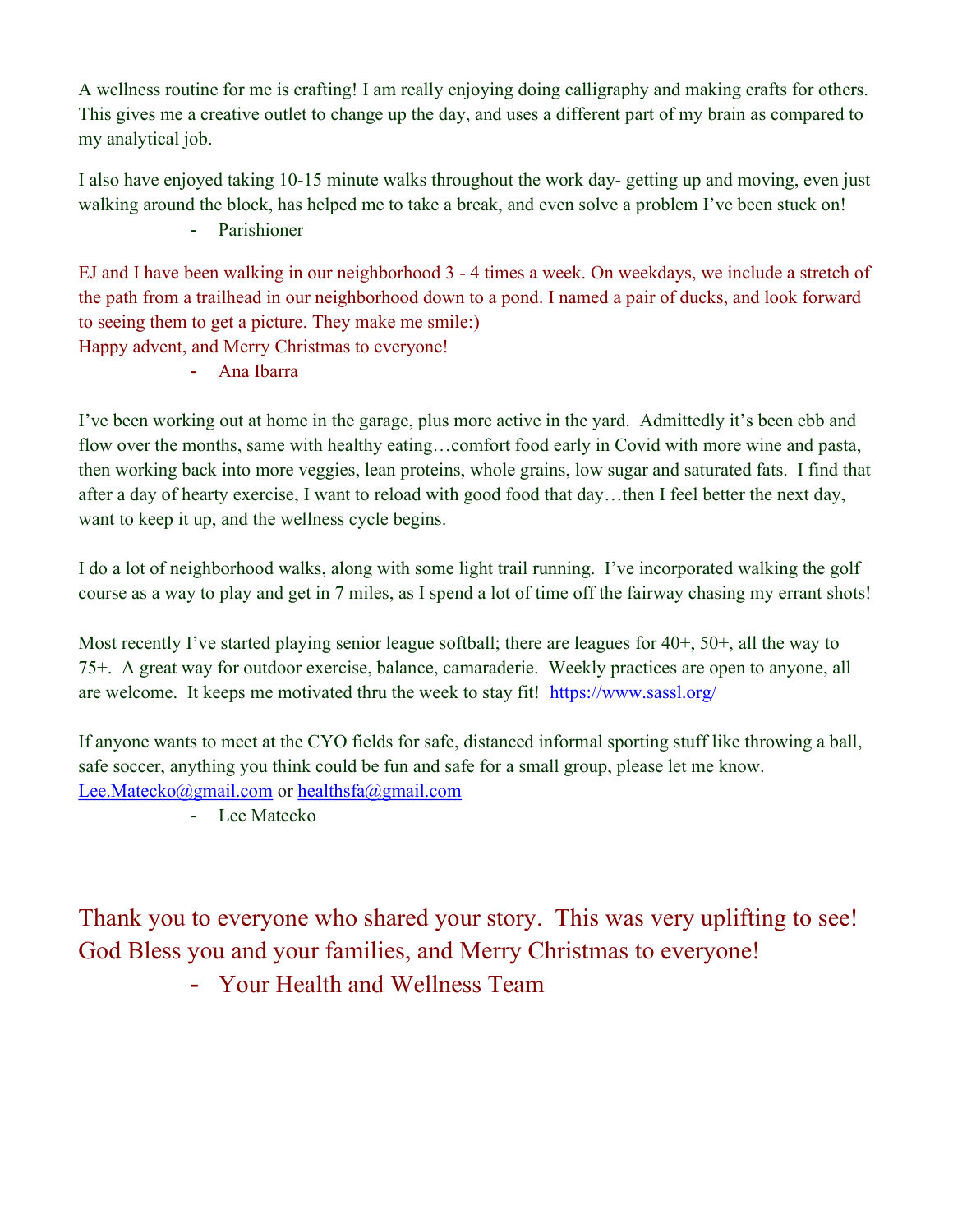A wellness routine for me is crafting! I am really enjoying doing calligraphy and making crafts for others. This gives me a creative outlet to change up the day, and uses a different part of my brain as compared to my analytical job.

I also have enjoyed taking 10-15 minute walks throughout the work day- getting up and moving, even just walking around the block, has helped me to take a break, and even solve a problem I've been stuck on!

- Parishioner

EJ and I have been walking in our neighborhood 3 - 4 times a week. On weekdays, we include a stretch of the path from a trailhead in our neighborhood down to a pond. I named a pair of ducks, and look forward to seeing them to get a picture. They make me smile:)
Happy advent, and Merry Christmas to everyone!

- Ana Ibarra

I've been working out at home in the garage, plus more active in the yard. Admittedly it's been ebb and flow over the months, same with healthy eating…comfort food early in Covid with more wine and pasta, then working back into more veggies, lean proteins, whole grains, low sugar and saturated fats. I find that after a day of hearty exercise, I want to reload with good food that day…then I feel better the next day, want to keep it up, and the wellness cycle begins.

I do a lot of neighborhood walks, along with some light trail running. I've incorporated walking the golf course as a way to play and get in 7 miles, as I spend a lot of time off the fairway chasing my errant shots!

Most recently I've started playing senior league softball; there are leagues for 40+, 50+, all the way to 75+. A great way for outdoor exercise, balance, camaraderie. Weekly practices are open to anyone, all are welcome. It keeps me motivated thru the week to stay fit! https://www.sassl.org/

If anyone wants to meet at the CYO fields for safe, distanced informal sporting stuff like throwing a ball, safe soccer, anything you think could be fun and safe for a small group, please let me know.
Lee.Matecko@gmail.com or healthsfa@gmail.com

- Lee Matecko

Thank you to everyone who shared your story. This was very uplifting to see!
God Bless you and your families, and Merry Christmas to everyone!

- Your Health and Wellness Team